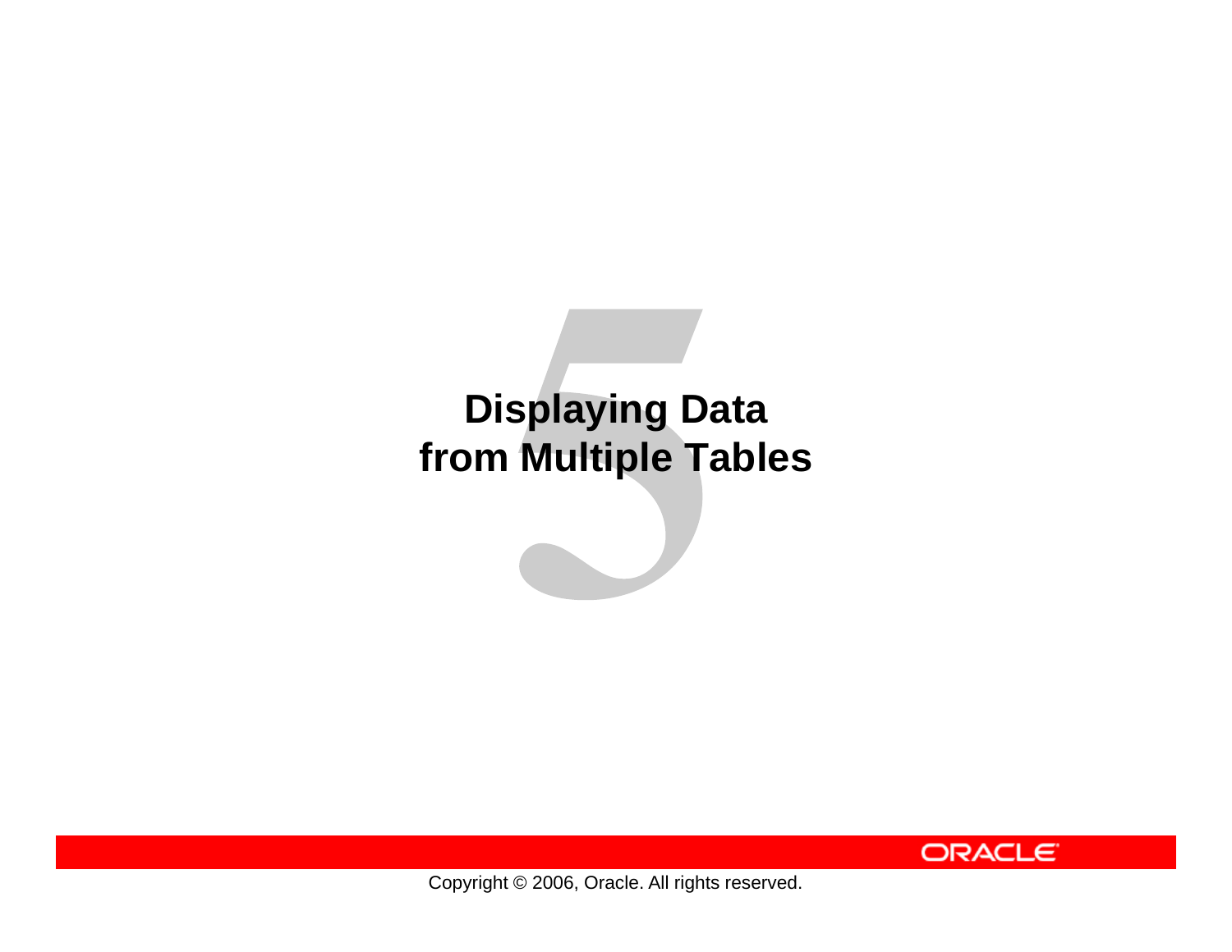# Displaying Data from Multiple Tables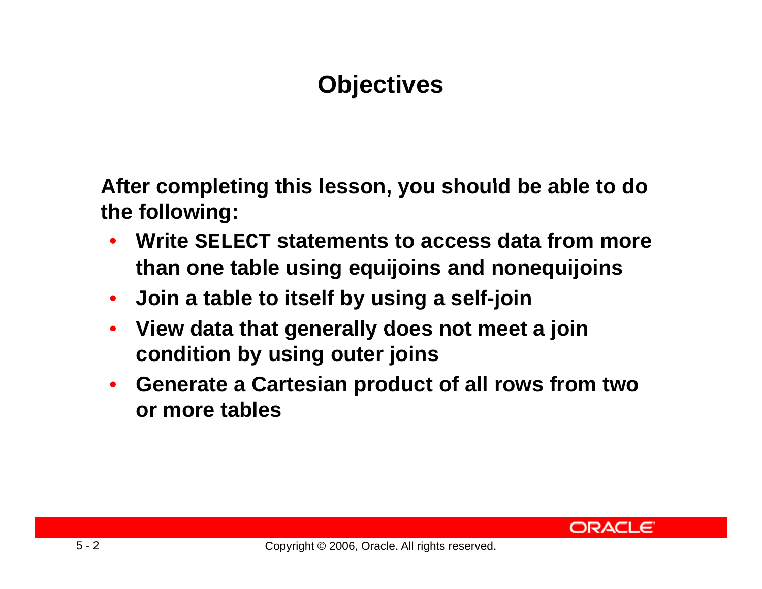# Objectives

**After completing this lesson, you should be able to do the following:**

- **Write SELECT statements to access data from more than one table using equijoins and nonequijoins**
- **Join a table to itself by using a self-join**
- **View data that generally does not meet a join condition by using outer joins**
- **Generate a Cartesian product of all rows from two or more tables**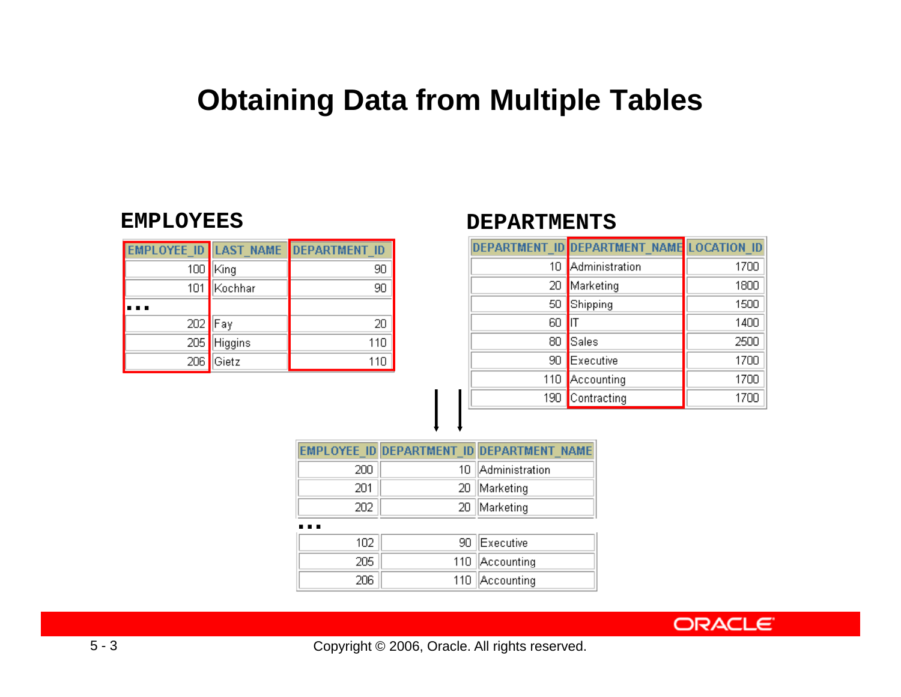# Obtaining Data from Multiple Tables

**EMPLOYEES**

| EMPLOYEE_ID | LAST_NAME | DEPARTMENT_ID |
|---|---|---|
| 100 | King | 90 |
| 101 | Kochhar | 90 |
| ... | | |
| 202 | Fay | 20 |
| 205 | Higgins | 110 |
| 206 | Gietz | 110 |

**DEPARTMENTS**

| DEPARTMENT_ID | DEPARTMENT_NAME | LOCATION_ID |
|---|---|---|
| 10 | Administration | 1700 |
| 20 | Marketing | 1800 |
| 50 | Shipping | 1500 |
| 60 | IT | 1400 |
| 80 | Sales | 2500 |
| 90 | Executive | 1700 |
| 110 | Accounting | 1700 |
| 190 | Contracting | 1700 |

| EMPLOYEE_ID | DEPARTMENT_ID | DEPARTMENT_NAME |
|---|---|---|
| 200 | 10 | Administration |
| 201 | 20 | Marketing |
| 202 | 20 | Marketing |
| ... | | |
| 102 | 90 | Executive |
| 205 | 110 | Accounting |
| 206 | 110 | Accounting |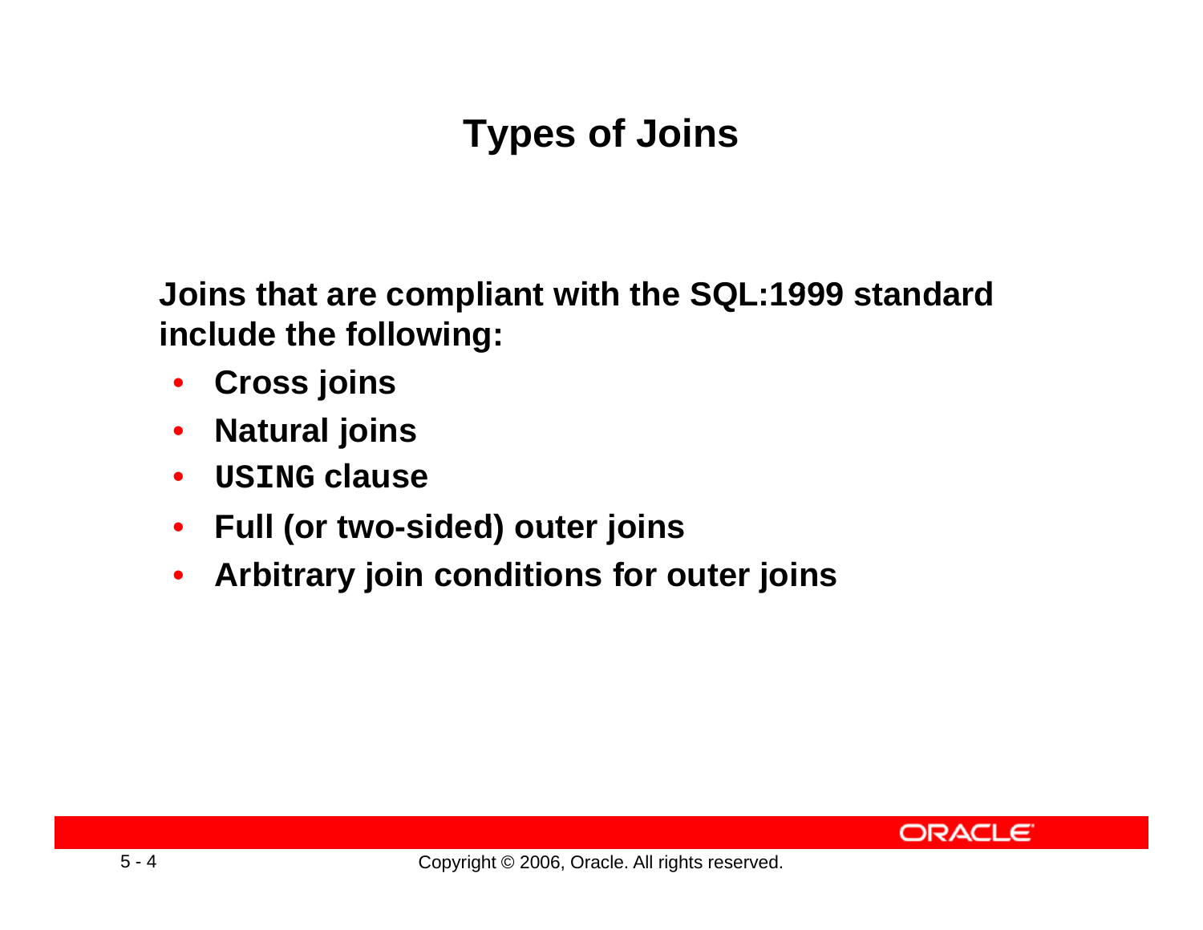# Types of Joins

**Joins that are compliant with the SQL:1999 standard include the following:**

- **Cross joins**
- **Natural joins**
- **`USING` clause**
- **Full (or two-sided) outer joins**
- **Arbitrary join conditions for outer joins**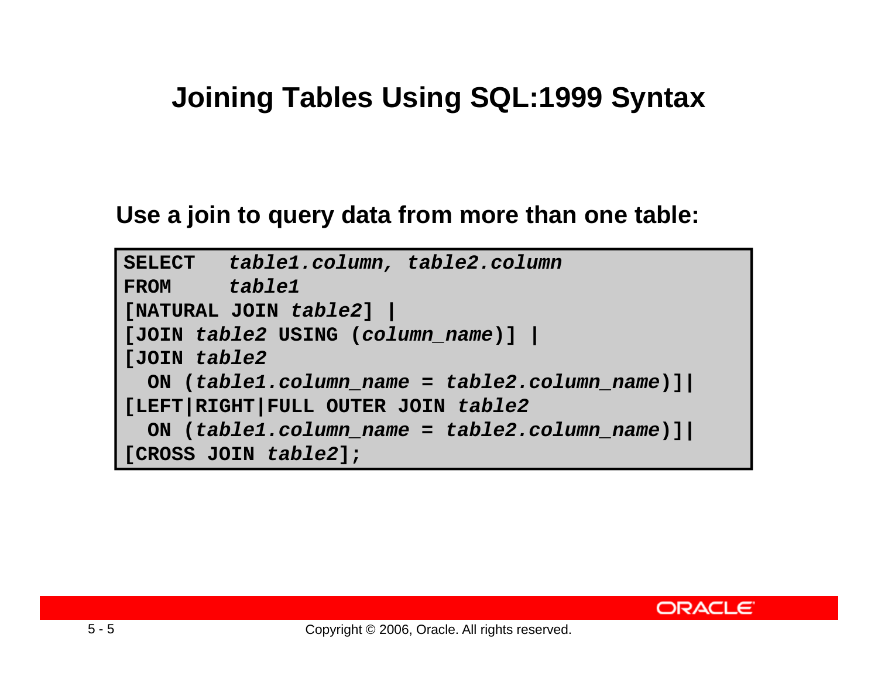# Joining Tables Using SQL:1999 Syntax

**Use a join to query data from more than one table:**

```
SELECT   table1.column, table2.column
FROM     table1
[NATURAL JOIN table2] |
[JOIN table2 USING (column_name)] |
[JOIN table2
  ON (table1.column_name = table2.column_name)]|
[LEFT|RIGHT|FULL OUTER JOIN table2
  ON (table1.column_name = table2.column_name)]|
[CROSS JOIN table2];
```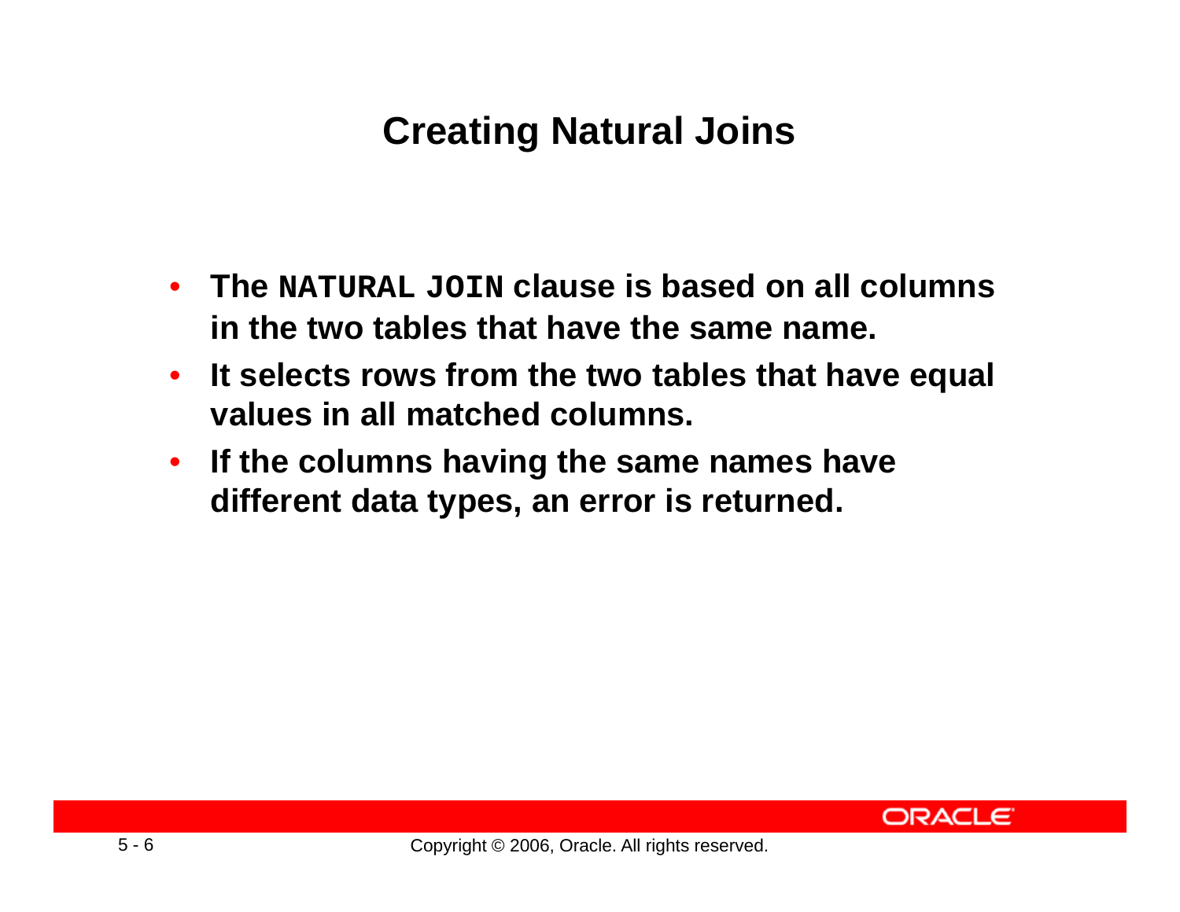# Creating Natural Joins

- **The `NATURAL JOIN` clause is based on all columns in the two tables that have the same name.**
- **It selects rows from the two tables that have equal values in all matched columns.**
- **If the columns having the same names have different data types, an error is returned.**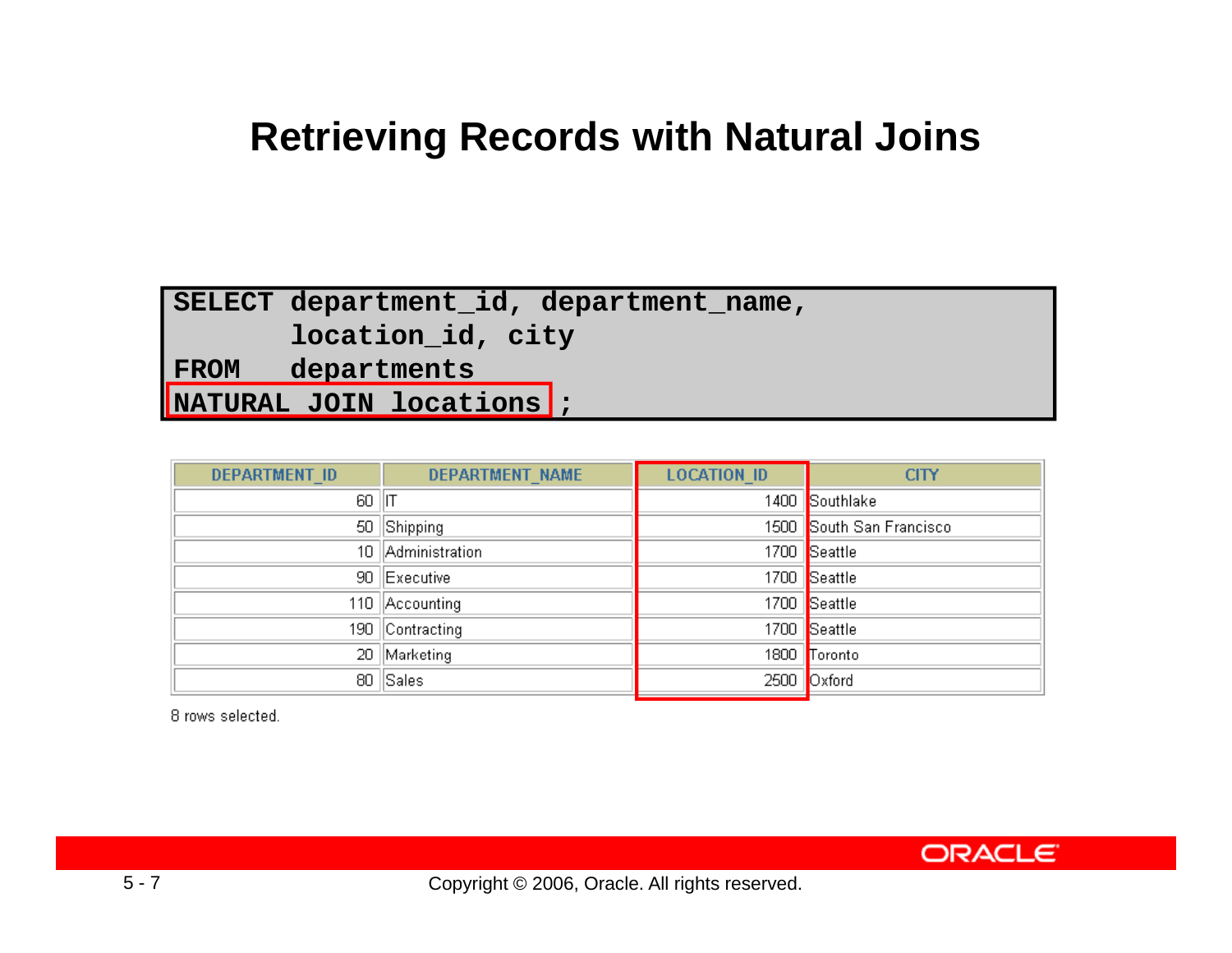# Retrieving Records with Natural Joins

```
SELECT department_id, department_name,
       location_id, city
FROM   departments
NATURAL JOIN locations ;
```

| DEPARTMENT_ID | DEPARTMENT_NAME | LOCATION_ID | CITY |
|---|---|---|---|
| 60 | IT | 1400 | Southlake |
| 50 | Shipping | 1500 | South San Francisco |
| 10 | Administration | 1700 | Seattle |
| 90 | Executive | 1700 | Seattle |
| 110 | Accounting | 1700 | Seattle |
| 190 | Contracting | 1700 | Seattle |
| 20 | Marketing | 1800 | Toronto |
| 80 | Sales | 2500 | Oxford |

8 rows selected.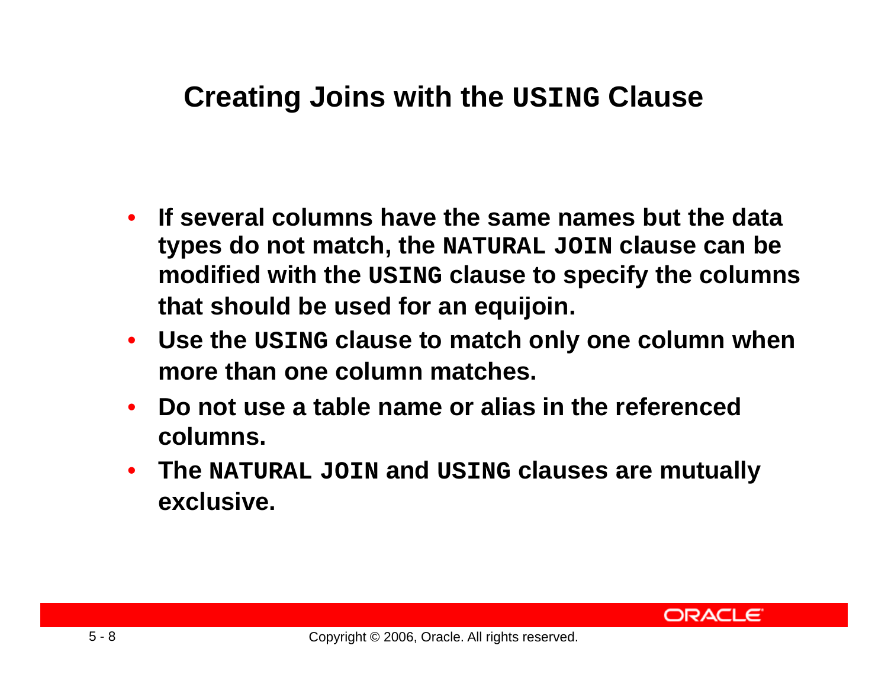# Creating Joins with the `USING` Clause

- If several columns have the same names but the data types do not match, the `NATURAL JOIN` clause can be modified with the `USING` clause to specify the columns that should be used for an equijoin.
- Use the `USING` clause to match only one column when more than one column matches.
- Do not use a table name or alias in the referenced columns.
- The `NATURAL JOIN` and `USING` clauses are mutually exclusive.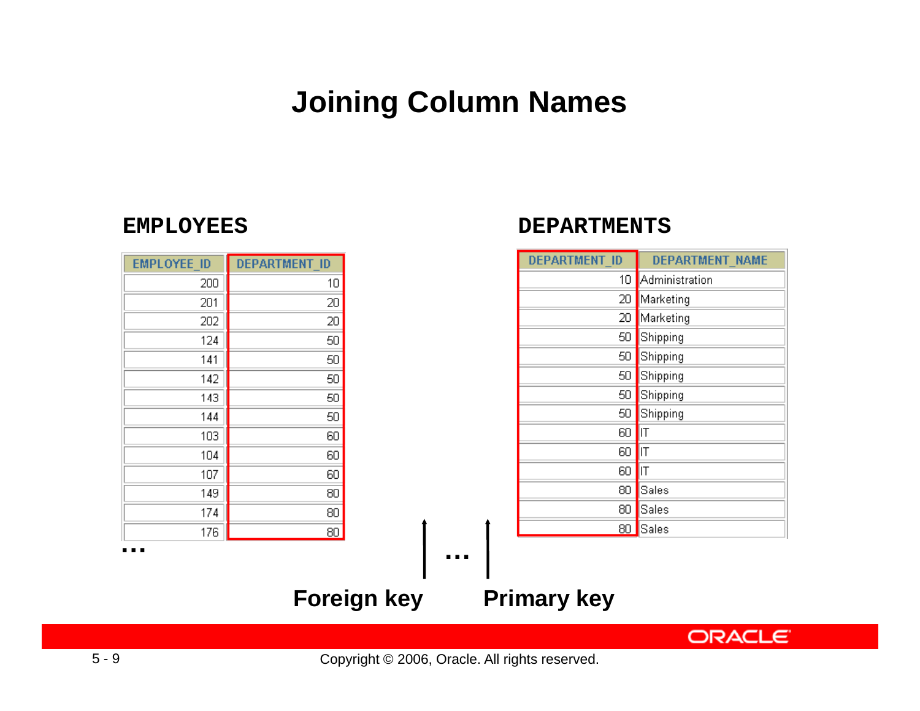# Joining Column Names

**EMPLOYEES**

| EMPLOYEE_ID | DEPARTMENT_ID |
|---|---|
| 200 | 10 |
| 201 | 20 |
| 202 | 20 |
| 124 | 50 |
| 141 | 50 |
| 142 | 50 |
| 143 | 50 |
| 144 | 50 |
| 103 | 60 |
| 104 | 60 |
| 107 | 60 |
| 149 | 80 |
| 174 | 80 |
| 176 | 80 |

…

**DEPARTMENTS**

| DEPARTMENT_ID | DEPARTMENT_NAME |
|---|---|
| 10 | Administration |
| 20 | Marketing |
| 20 | Marketing |
| 50 | Shipping |
| 50 | Shipping |
| 50 | Shipping |
| 50 | Shipping |
| 50 | Shipping |
| 60 | IT |
| 60 | IT |
| 60 | IT |
| 80 | Sales |
| 80 | Sales |
| 80 | Sales |

…

**Foreign key** **Primary key**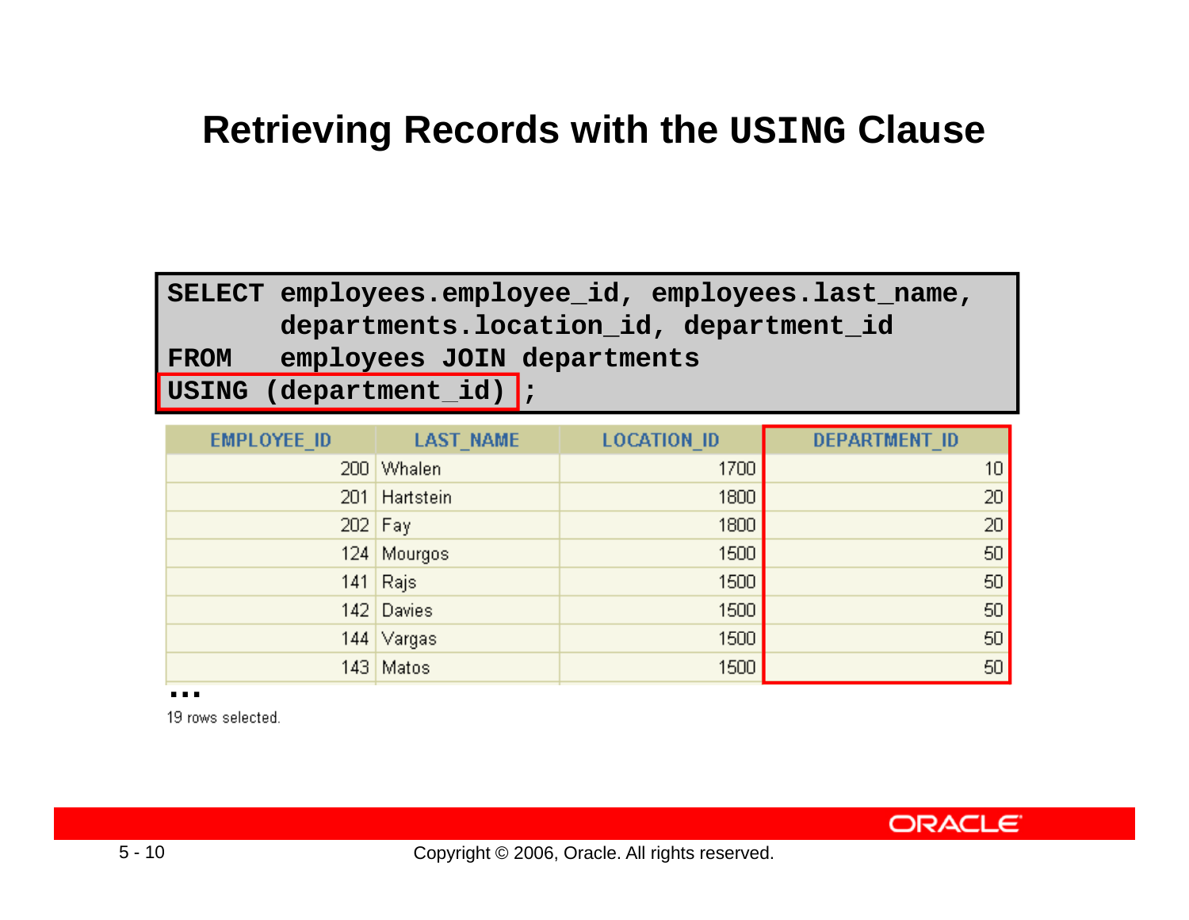# Retrieving Records with the USING Clause

```
SELECT employees.employee_id, employees.last_name,
       departments.location_id, department_id
FROM   employees JOIN departments
USING (department_id) ;
```

| EMPLOYEE_ID | LAST_NAME | LOCATION_ID | DEPARTMENT_ID |
|---|---|---|---|
| 200 | Whalen | 1700 | 10 |
| 201 | Hartstein | 1800 | 20 |
| 202 | Fay | 1800 | 20 |
| 124 | Mourgos | 1500 | 50 |
| 141 | Rajs | 1500 | 50 |
| 142 | Davies | 1500 | 50 |
| 144 | Vargas | 1500 | 50 |
| 143 | Matos | 1500 | 50 |

...

19 rows selected.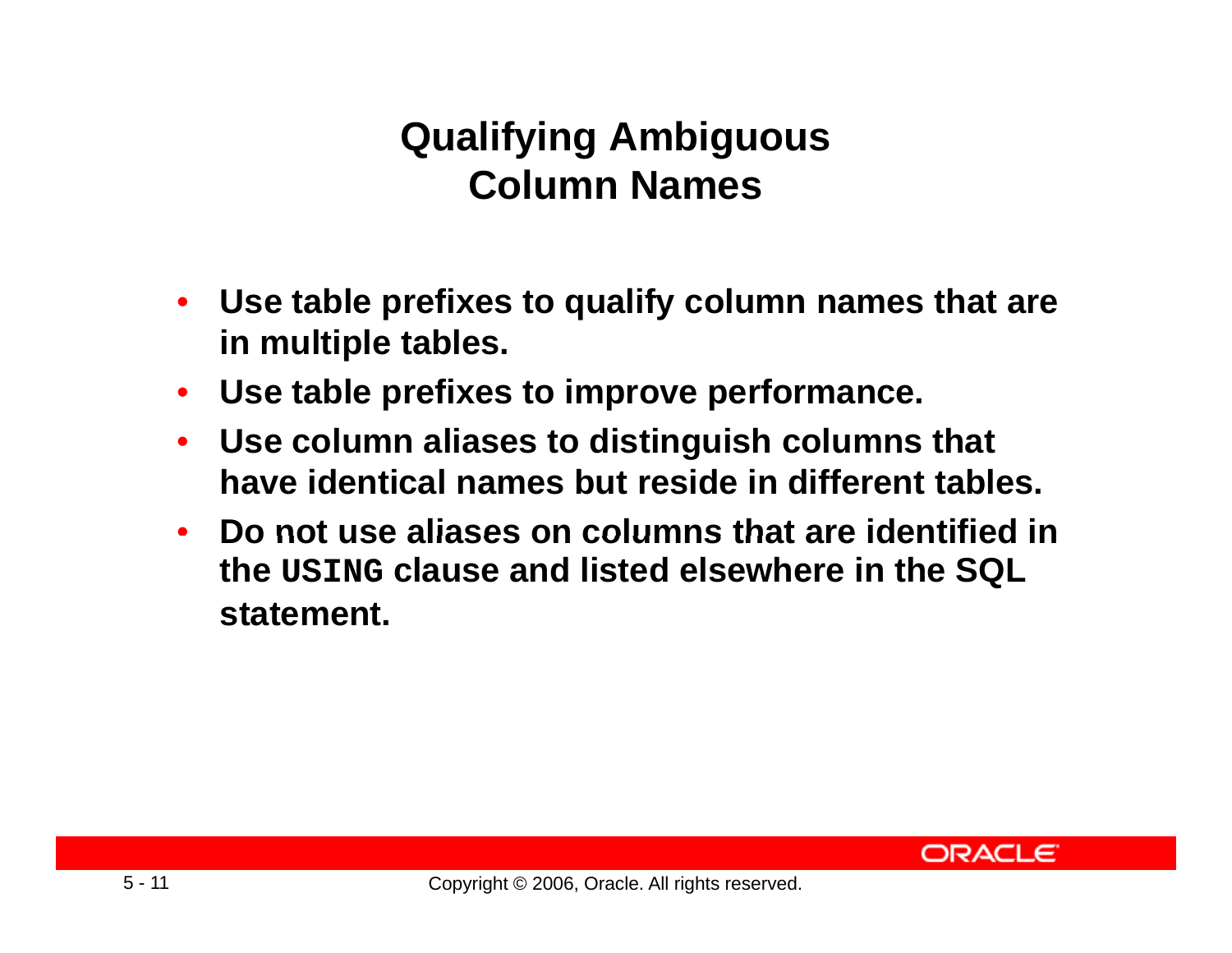# Qualifying Ambiguous Column Names

- **Use table prefixes to qualify column names that are in multiple tables.**
- **Use table prefixes to improve performance.**
- **Use column aliases to distinguish columns that have identical names but reside in different tables.**
- **Do not use aliases on columns that are identified in the `USING` clause and listed elsewhere in the SQL statement.**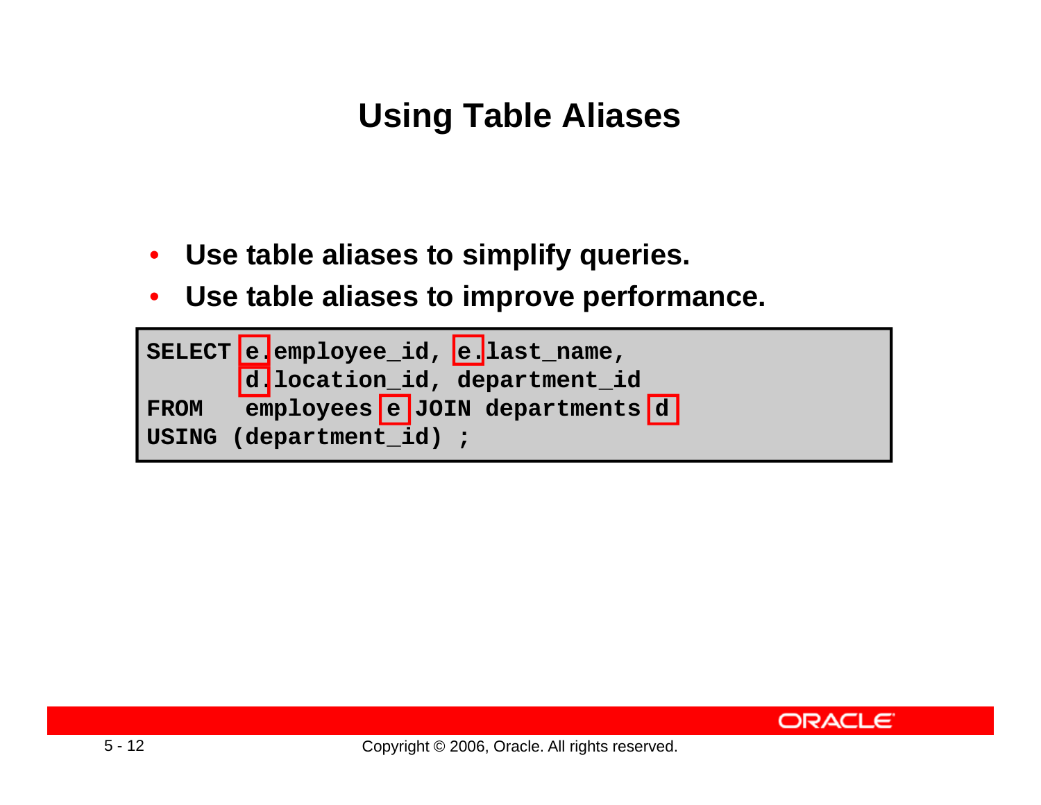# Using Table Aliases

- **Use table aliases to simplify queries.**
- **Use table aliases to improve performance.**

```
SELECT e.employee_id, e.last_name,
       d.location_id, department_id
FROM   employees e JOIN departments d
USING (department_id) ;
```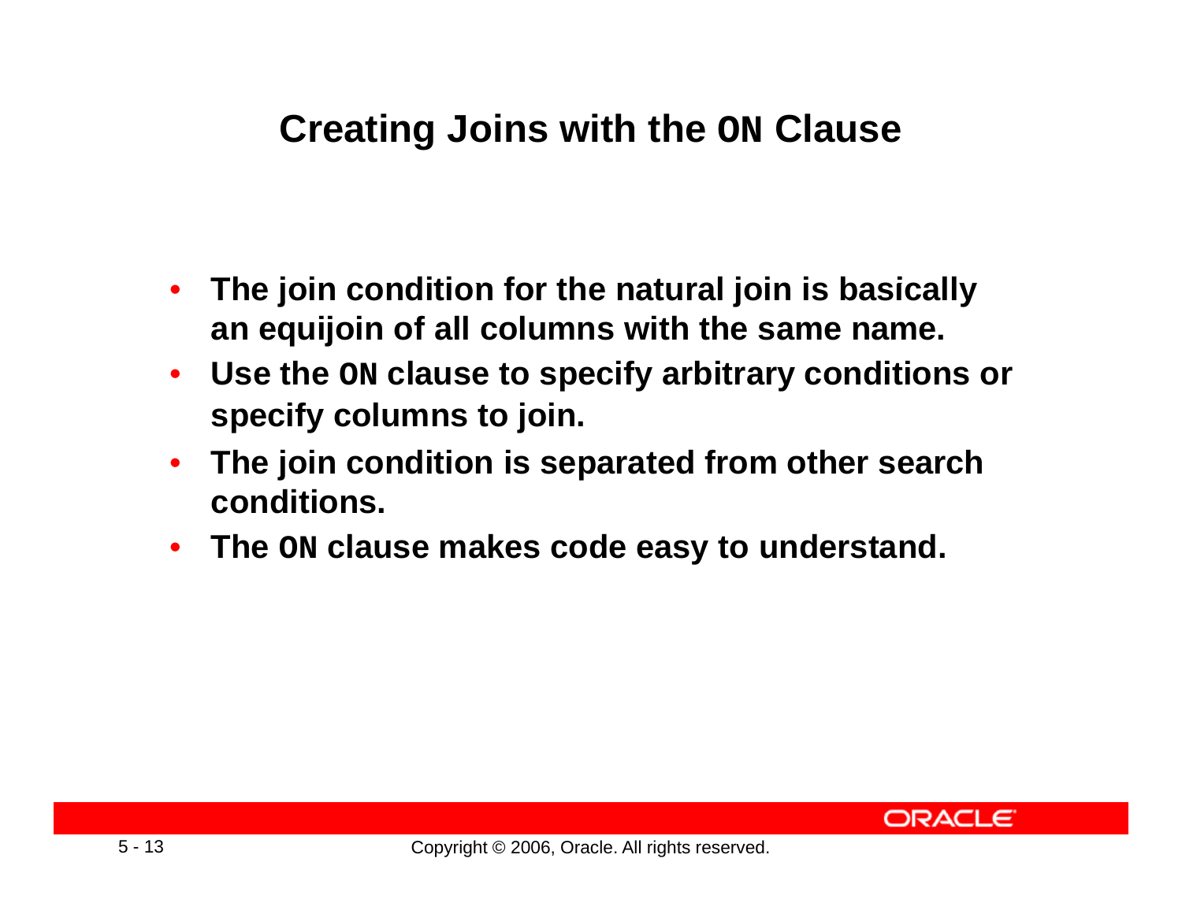# Creating Joins with the `ON` Clause

- The join condition for the natural join is basically an equijoin of all columns with the same name.
- Use the `ON` clause to specify arbitrary conditions or specify columns to join.
- The join condition is separated from other search conditions.
- The `ON` clause makes code easy to understand.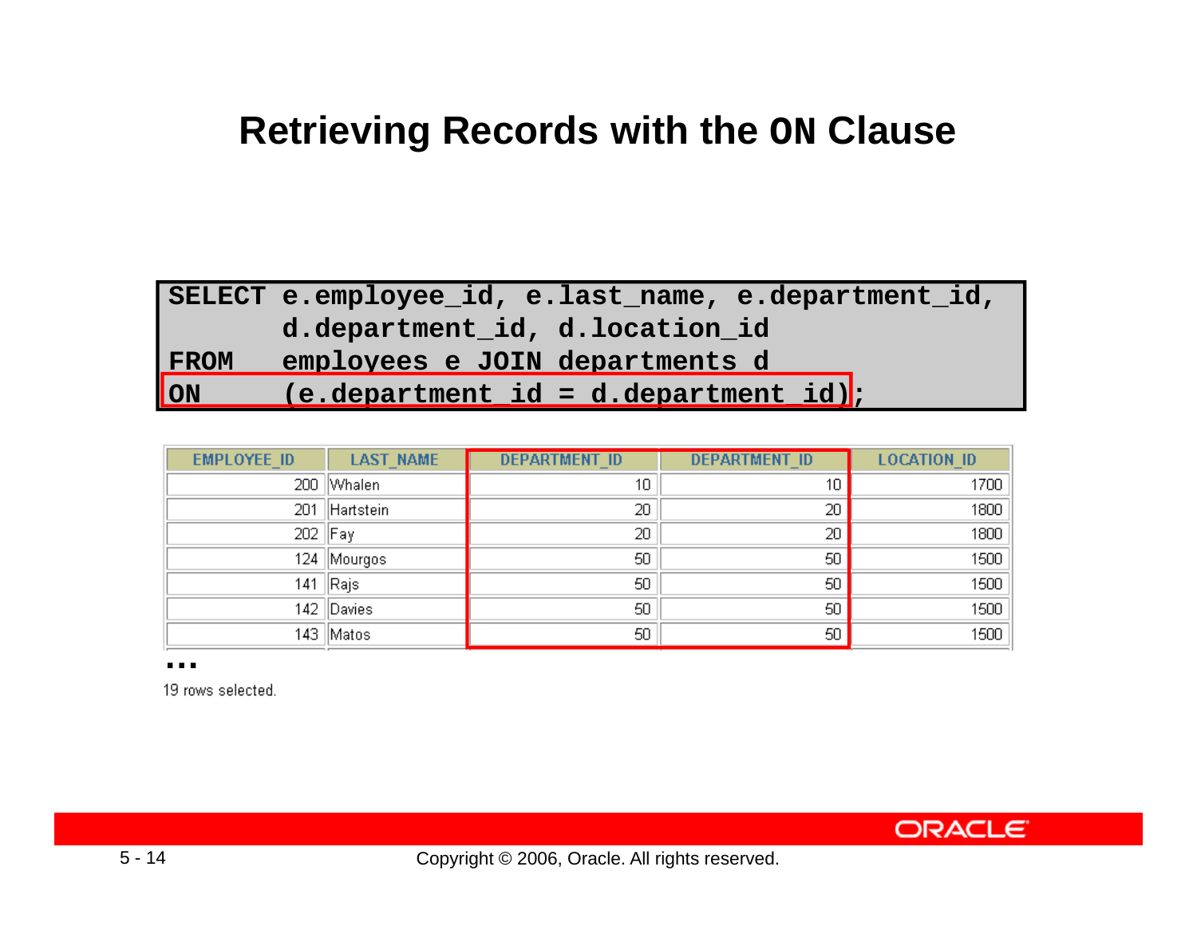# Retrieving Records with the ON Clause

```
SELECT e.employee_id, e.last_name, e.department_id,
       d.department_id, d.location_id
FROM   employees e JOIN departments d
ON     (e.department_id = d.department_id);
```

| EMPLOYEE_ID | LAST_NAME | DEPARTMENT_ID | DEPARTMENT_ID | LOCATION_ID |
|---|---|---|---|---|
| 200 | Whalen | 10 | 10 | 1700 |
| 201 | Hartstein | 20 | 20 | 1800 |
| 202 | Fay | 20 | 20 | 1800 |
| 124 | Mourgos | 50 | 50 | 1500 |
| 141 | Rajs | 50 | 50 | 1500 |
| 142 | Davies | 50 | 50 | 1500 |
| 143 | Matos | 50 | 50 | 1500 |

...

19 rows selected.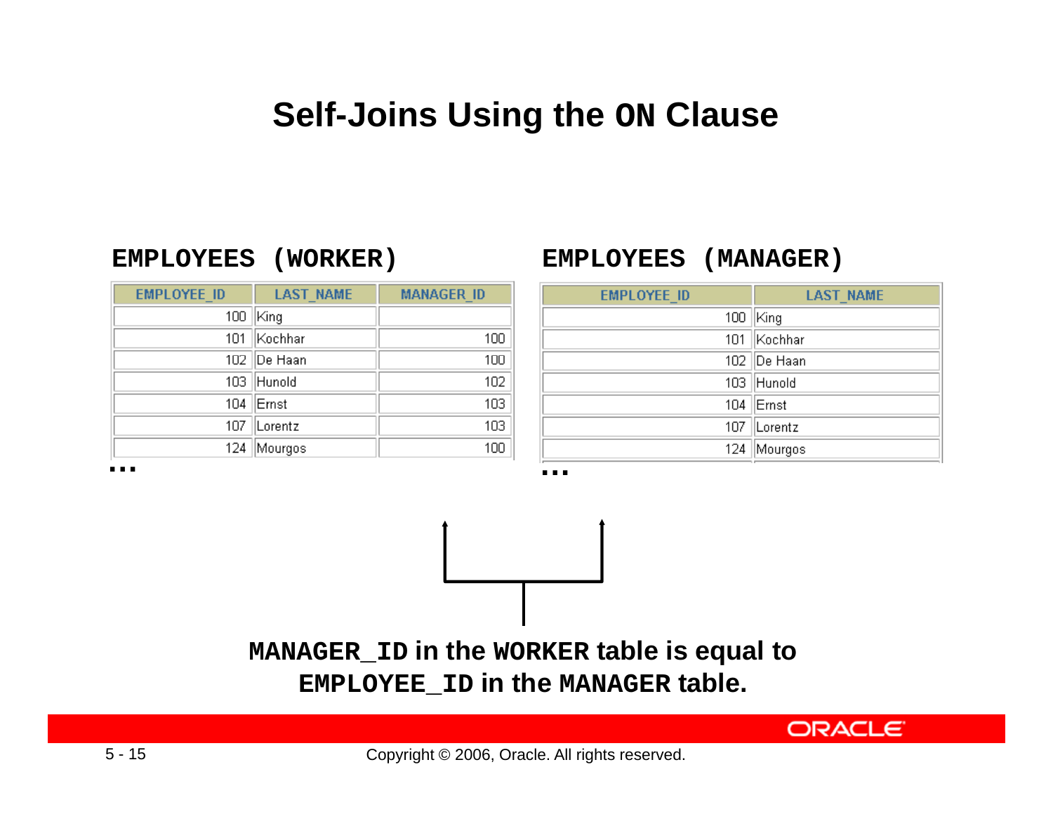# Self-Joins Using the ON Clause

**EMPLOYEES (WORKER)**

| EMPLOYEE_ID | LAST_NAME | MANAGER_ID |
|---|---|---|
| 100 | King | |
| 101 | Kochhar | 100 |
| 102 | De Haan | 100 |
| 103 | Hunold | 102 |
| 104 | Ernst | 103 |
| 107 | Lorentz | 103 |
| 124 | Mourgos | 100 |

...

**EMPLOYEES (MANAGER)**

| EMPLOYEE_ID | LAST_NAME |
|---|---|
| 100 | King |
| 101 | Kochhar |
| 102 | De Haan |
| 103 | Hunold |
| 104 | Ernst |
| 107 | Lorentz |
| 124 | Mourgos |

...

**MANAGER_ID in the WORKER table is equal to EMPLOYEE_ID in the MANAGER table.**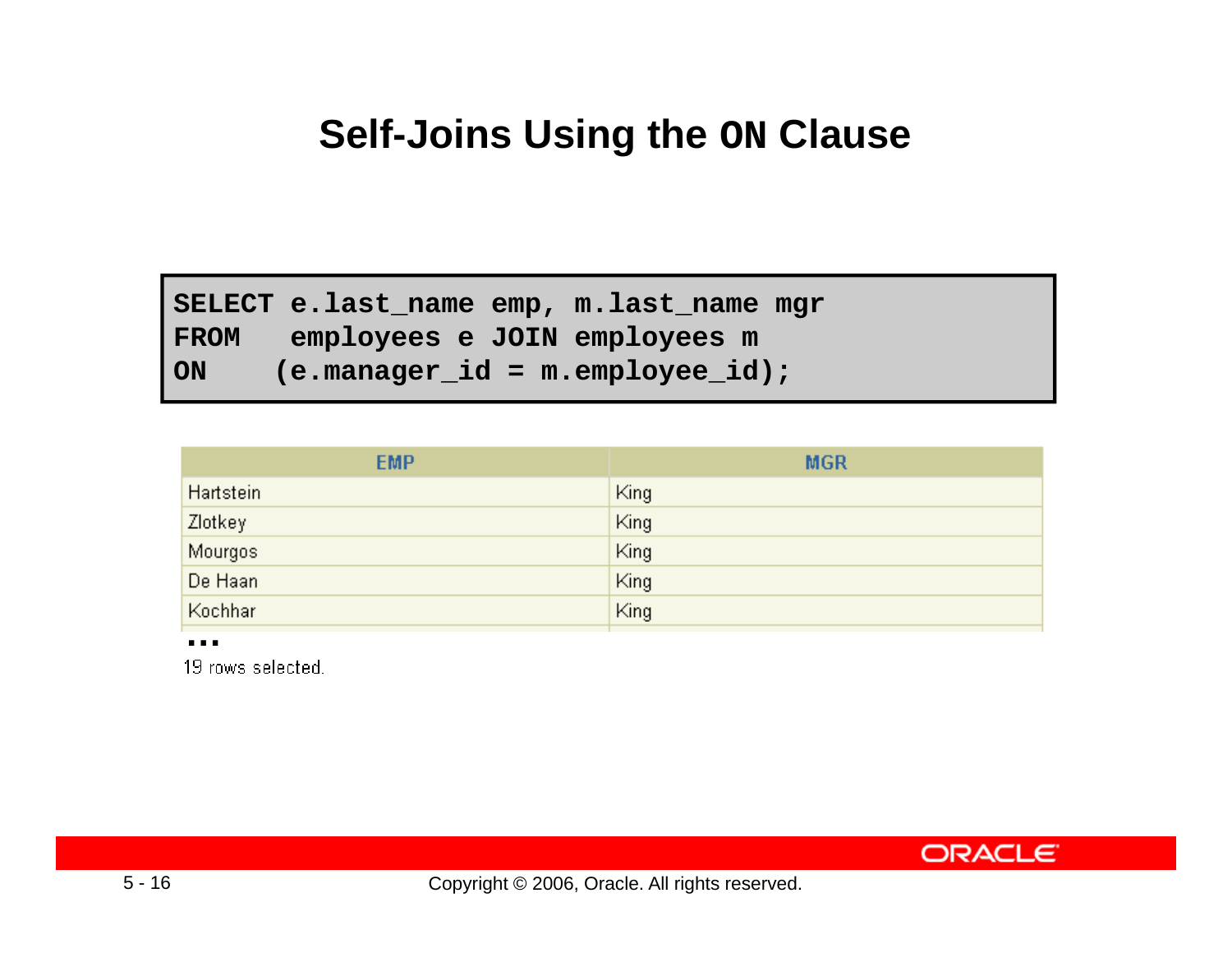# Self-Joins Using the ON Clause

```
SELECT e.last_name emp, m.last_name mgr
FROM   employees e JOIN employees m
ON    (e.manager_id = m.employee_id);
```

| EMP | MGR |
|---|---|
| Hartstein | King |
| Zlotkey | King |
| Mourgos | King |
| De Haan | King |
| Kochhar | King |

…

19 rows selected.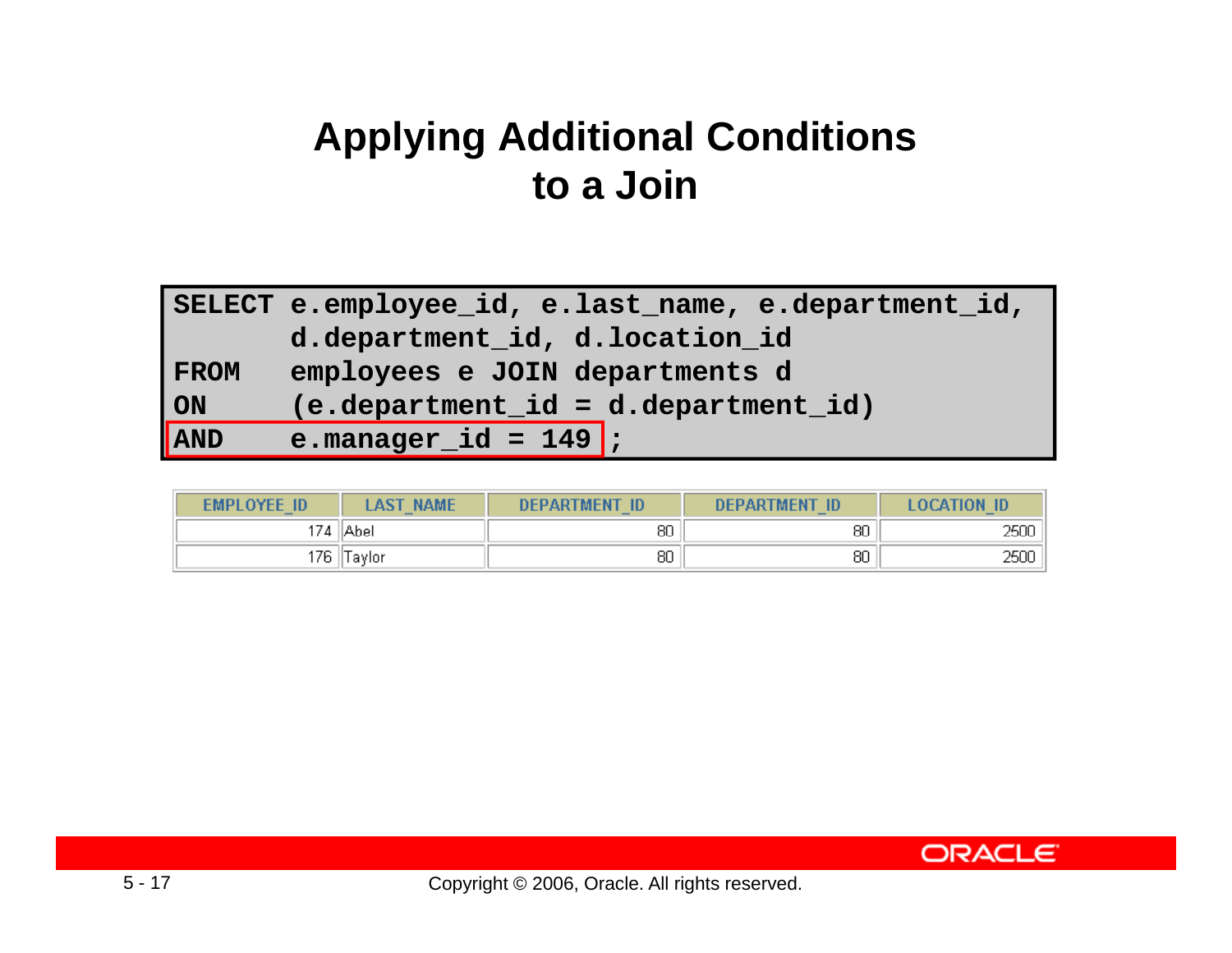# Applying Additional Conditions to a Join

```
SELECT e.employee_id, e.last_name, e.department_id,
       d.department_id, d.location_id
FROM   employees e JOIN departments d
ON     (e.department_id = d.department_id)
AND    e.manager_id = 149 ;
```

| EMPLOYEE_ID | LAST_NAME | DEPARTMENT_ID | DEPARTMENT_ID | LOCATION_ID |
|---|---|---|---|---|
| 174 | Abel | 80 | 80 | 2500 |
| 176 | Taylor | 80 | 80 | 2500 |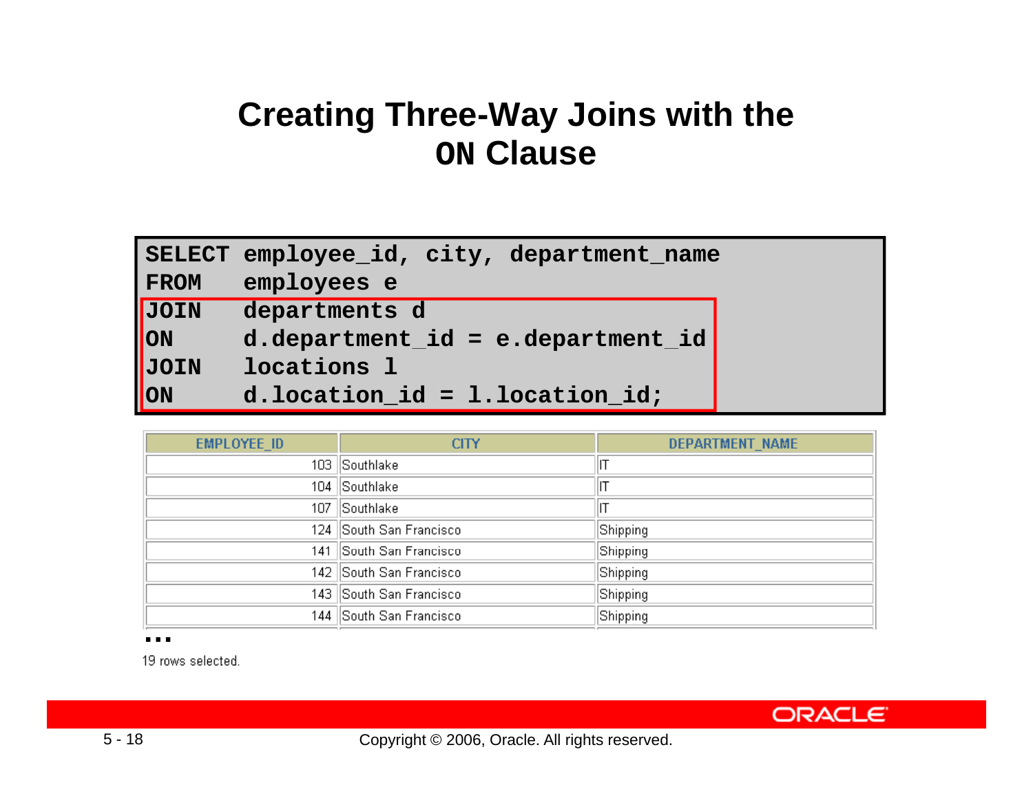# Creating Three-Way Joins with the ON Clause

```
SELECT employee_id, city, department_name
FROM   employees e
JOIN   departments d
ON     d.department_id = e.department_id
JOIN   locations l
ON     d.location_id = l.location_id;
```

| EMPLOYEE_ID | CITY | DEPARTMENT_NAME |
|---|---|---|
| 103 | Southlake | IT |
| 104 | Southlake | IT |
| 107 | Southlake | IT |
| 124 | South San Francisco | Shipping |
| 141 | South San Francisco | Shipping |
| 142 | South San Francisco | Shipping |
| 143 | South San Francisco | Shipping |
| 144 | South San Francisco | Shipping |

...

19 rows selected.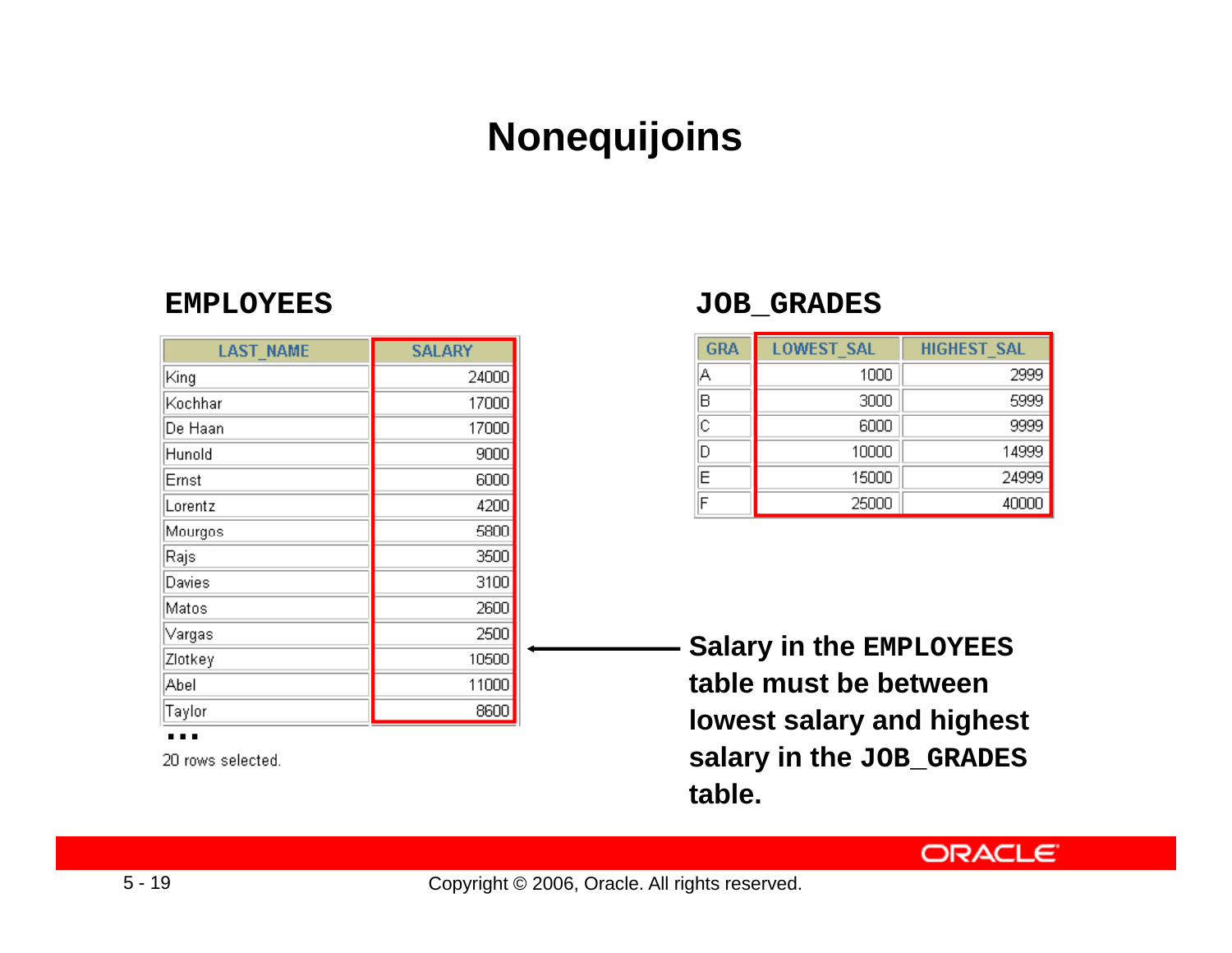# Nonequijoins

**EMPLOYEES**

| LAST_NAME | SALARY |
|---|---|
| King | 24000 |
| Kochhar | 17000 |
| De Haan | 17000 |
| Hunold | 9000 |
| Ernst | 6000 |
| Lorentz | 4200 |
| Mourgos | 5800 |
| Rajs | 3500 |
| Davies | 3100 |
| Matos | 2600 |
| Vargas | 2500 |
| Zlotkey | 10500 |
| Abel | 11000 |
| Taylor | 8600 |

...

20 rows selected.

**JOB_GRADES**

| GRA | LOWEST_SAL | HIGHEST_SAL |
|---|---|---|
| A | 1000 | 2999 |
| B | 3000 | 5999 |
| C | 6000 | 9999 |
| D | 10000 | 14999 |
| E | 15000 | 24999 |
| F | 25000 | 40000 |

**Salary in the EMPLOYEES table must be between lowest salary and highest salary in the JOB_GRADES table.**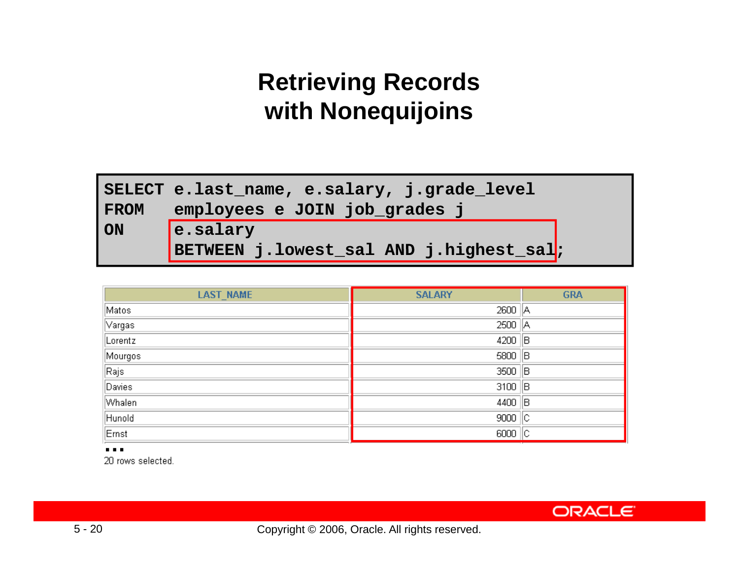# Retrieving Records with Nonequijoins

```
SELECT e.last_name, e.salary, j.grade_level
FROM   employees e JOIN job_grades j
ON     e.salary
       BETWEEN j.lowest_sal AND j.highest_sal;
```

| LAST_NAME | SALARY | GRA |
|---|---|---|
| Matos | 2600 | A |
| Vargas | 2500 | A |
| Lorentz | 4200 | B |
| Mourgos | 5800 | B |
| Rajs | 3500 | B |
| Davies | 3100 | B |
| Whalen | 4400 | B |
| Hunold | 9000 | C |
| Ernst | 6000 | C |

...

20 rows selected.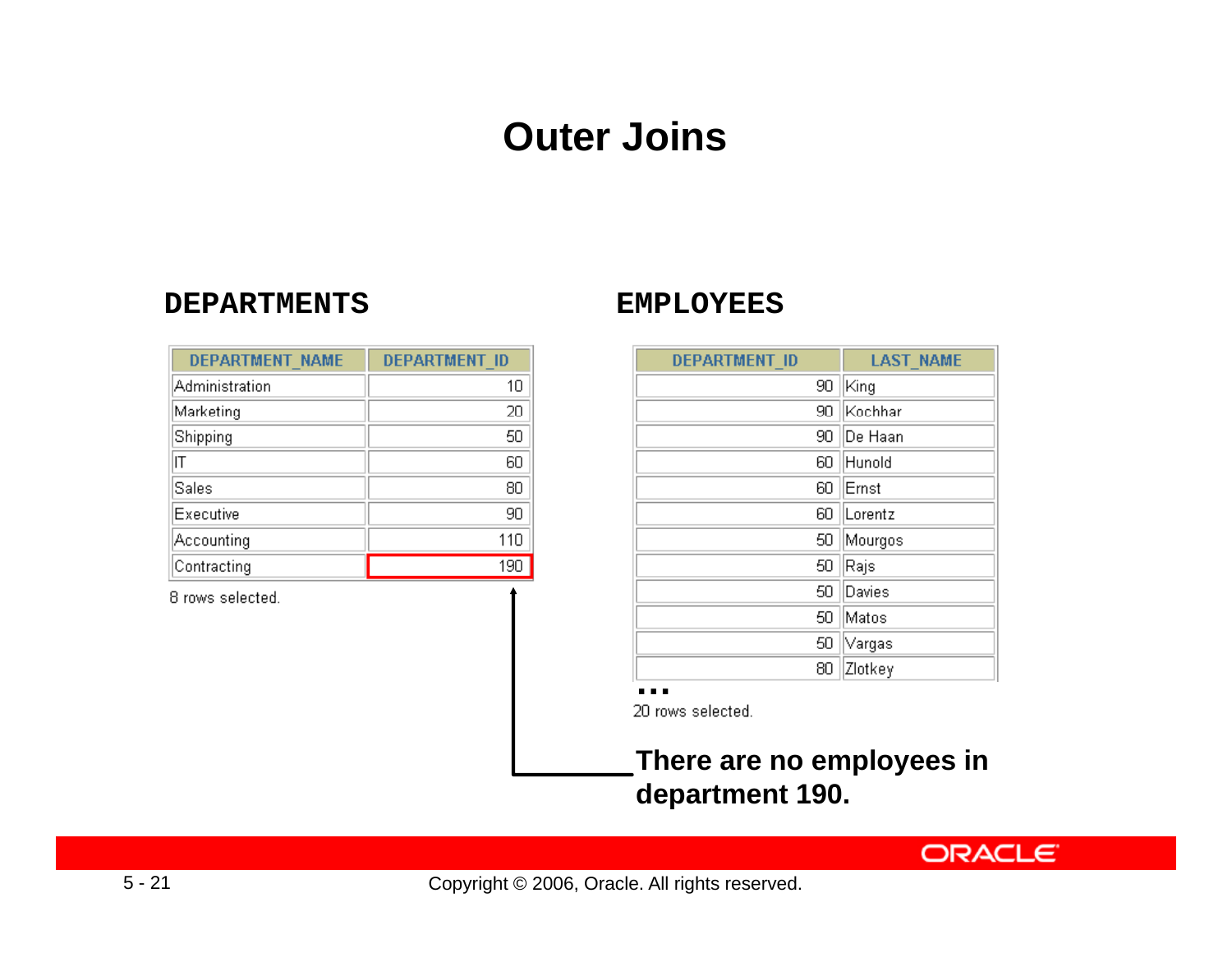# Outer Joins

**DEPARTMENTS**

| DEPARTMENT_NAME | DEPARTMENT_ID |
|---|---|
| Administration | 10 |
| Marketing | 20 |
| Shipping | 50 |
| IT | 60 |
| Sales | 80 |
| Executive | 90 |
| Accounting | 110 |
| Contracting | 190 |

8 rows selected.

**EMPLOYEES**

| DEPARTMENT_ID | LAST_NAME |
|---|---|
| 90 | King |
| 90 | Kochhar |
| 90 | De Haan |
| 60 | Hunold |
| 60 | Ernst |
| 60 | Lorentz |
| 50 | Mourgos |
| 50 | Rajs |
| 50 | Davies |
| 50 | Matos |
| 50 | Vargas |
| 80 | Zlotkey |

...

20 rows selected.

**There are no employees in department 190.**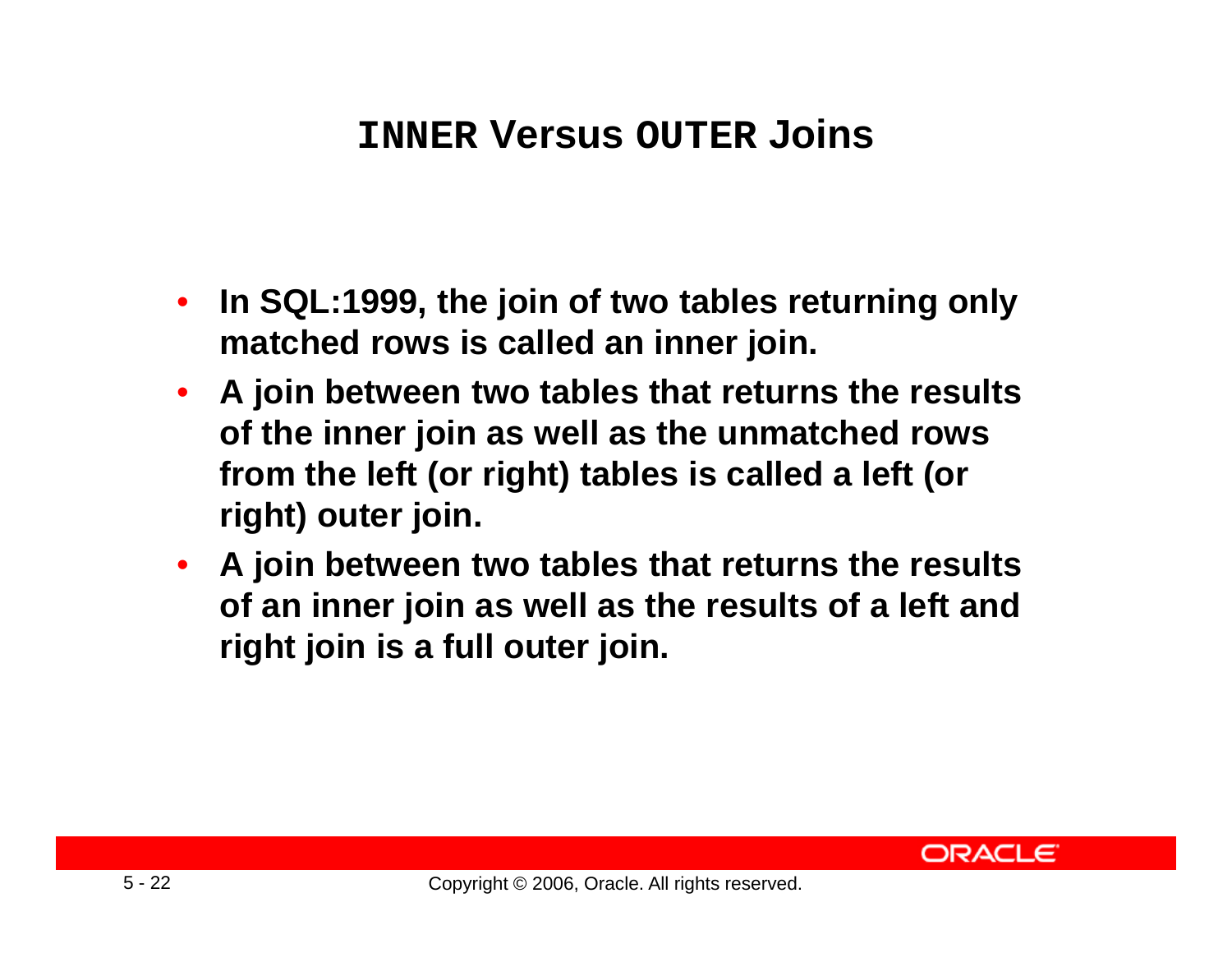# INNER Versus OUTER Joins

- In SQL:1999, the join of two tables returning only matched rows is called an inner join.
- A join between two tables that returns the results of the inner join as well as the unmatched rows from the left (or right) tables is called a left (or right) outer join.
- A join between two tables that returns the results of an inner join as well as the results of a left and right join is a full outer join.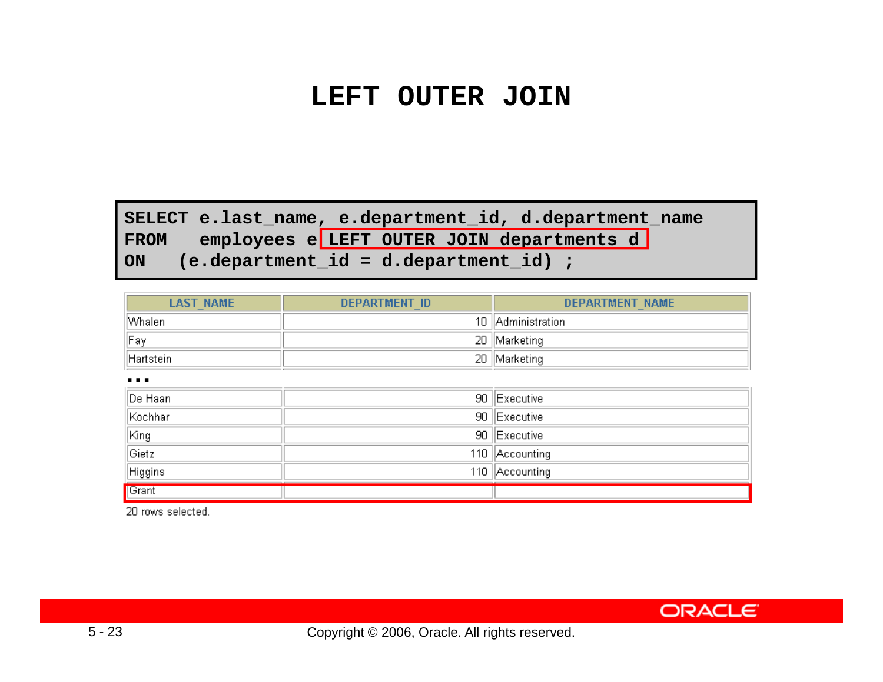# LEFT OUTER JOIN

```
SELECT e.last_name, e.department_id, d.department_name
FROM   employees e LEFT OUTER JOIN departments d
ON   (e.department_id = d.department_id) ;
```

| LAST_NAME | DEPARTMENT_ID | DEPARTMENT_NAME |
|---|---|---|
| Whalen | 10 | Administration |
| Fay | 20 | Marketing |
| Hartstein | 20 | Marketing |
| ... | | |
| De Haan | 90 | Executive |
| Kochhar | 90 | Executive |
| King | 90 | Executive |
| Gietz | 110 | Accounting |
| Higgins | 110 | Accounting |
| Grant | | |

20 rows selected.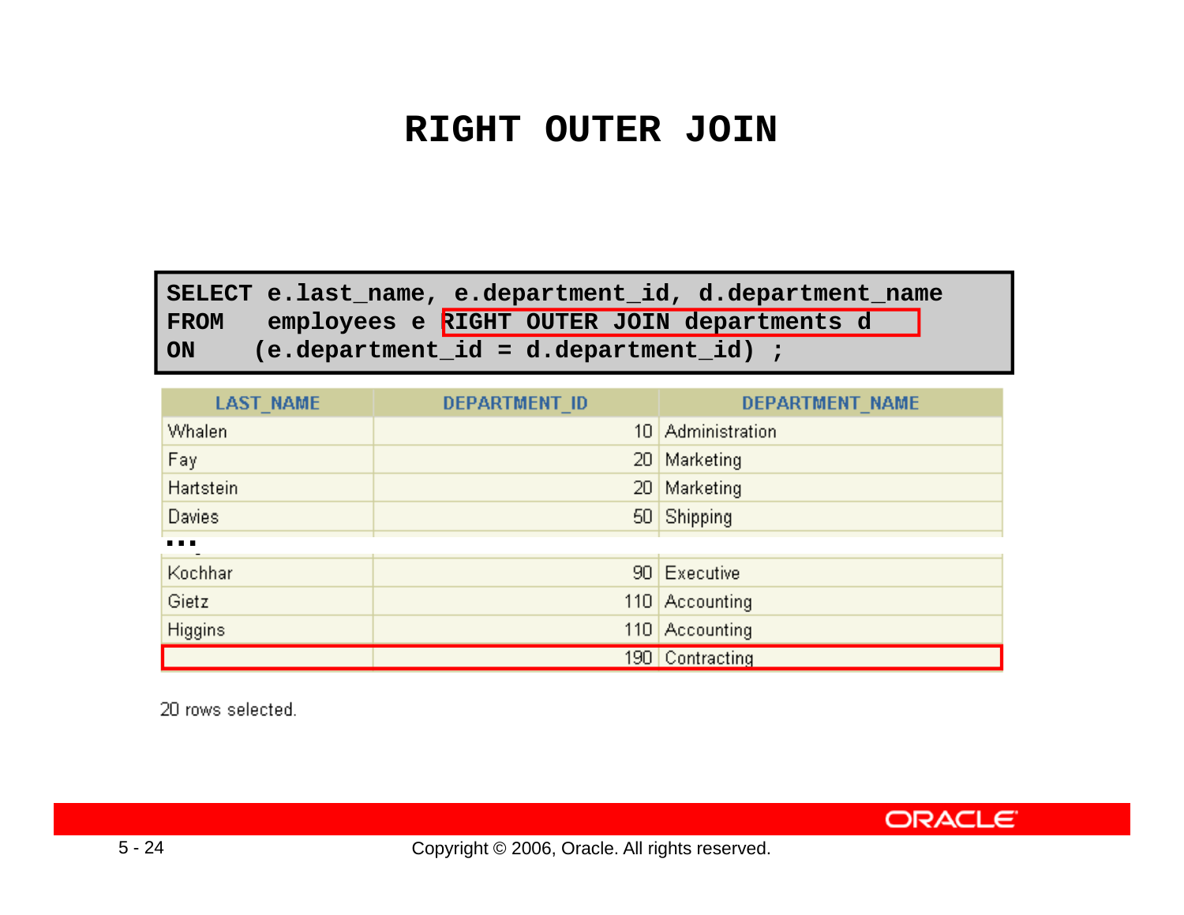# RIGHT OUTER JOIN

```
SELECT e.last_name, e.department_id, d.department_name
FROM   employees e RIGHT OUTER JOIN departments d
ON    (e.department_id = d.department_id) ;
```

| LAST_NAME | DEPARTMENT_ID | DEPARTMENT_NAME |
|---|---|---|
| Whalen | 10 | Administration |
| Fay | 20 | Marketing |
| Hartstein | 20 | Marketing |
| Davies | 50 | Shipping |
| ... | | |
| Kochhar | 90 | Executive |
| Gietz | 110 | Accounting |
| Higgins | 110 | Accounting |
| | 190 | Contracting |

20 rows selected.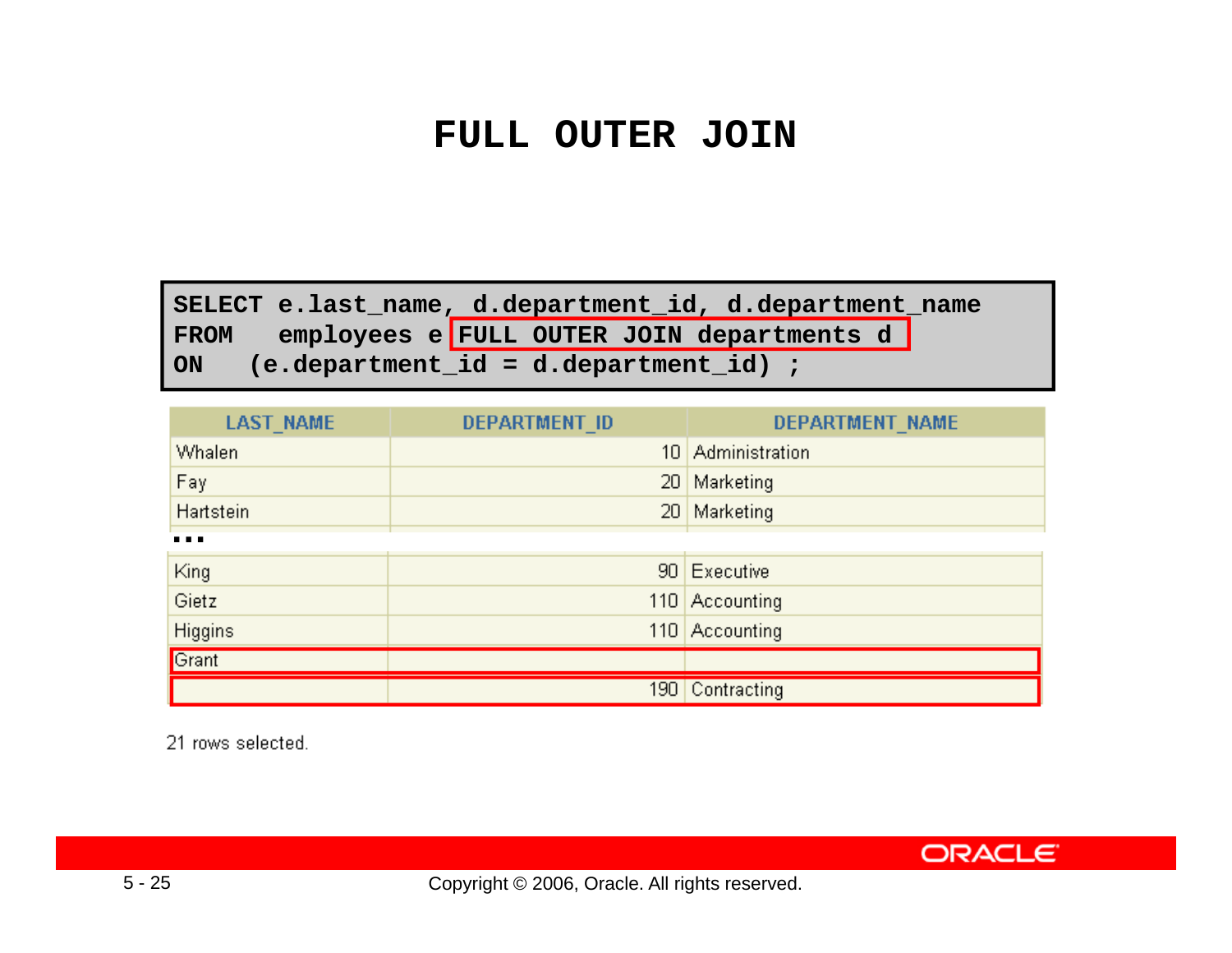# FULL OUTER JOIN

```
SELECT e.last_name, d.department_id, d.department_name
FROM   employees e FULL OUTER JOIN departments d
ON   (e.department_id = d.department_id) ;
```

| LAST_NAME | DEPARTMENT_ID | DEPARTMENT_NAME |
|---|---|---|
| Whalen | 10 | Administration |
| Fay | 20 | Marketing |
| Hartstein | 20 | Marketing |
| ... | | |
| King | 90 | Executive |
| Gietz | 110 | Accounting |
| Higgins | 110 | Accounting |
| Grant | | |
| | 190 | Contracting |

21 rows selected.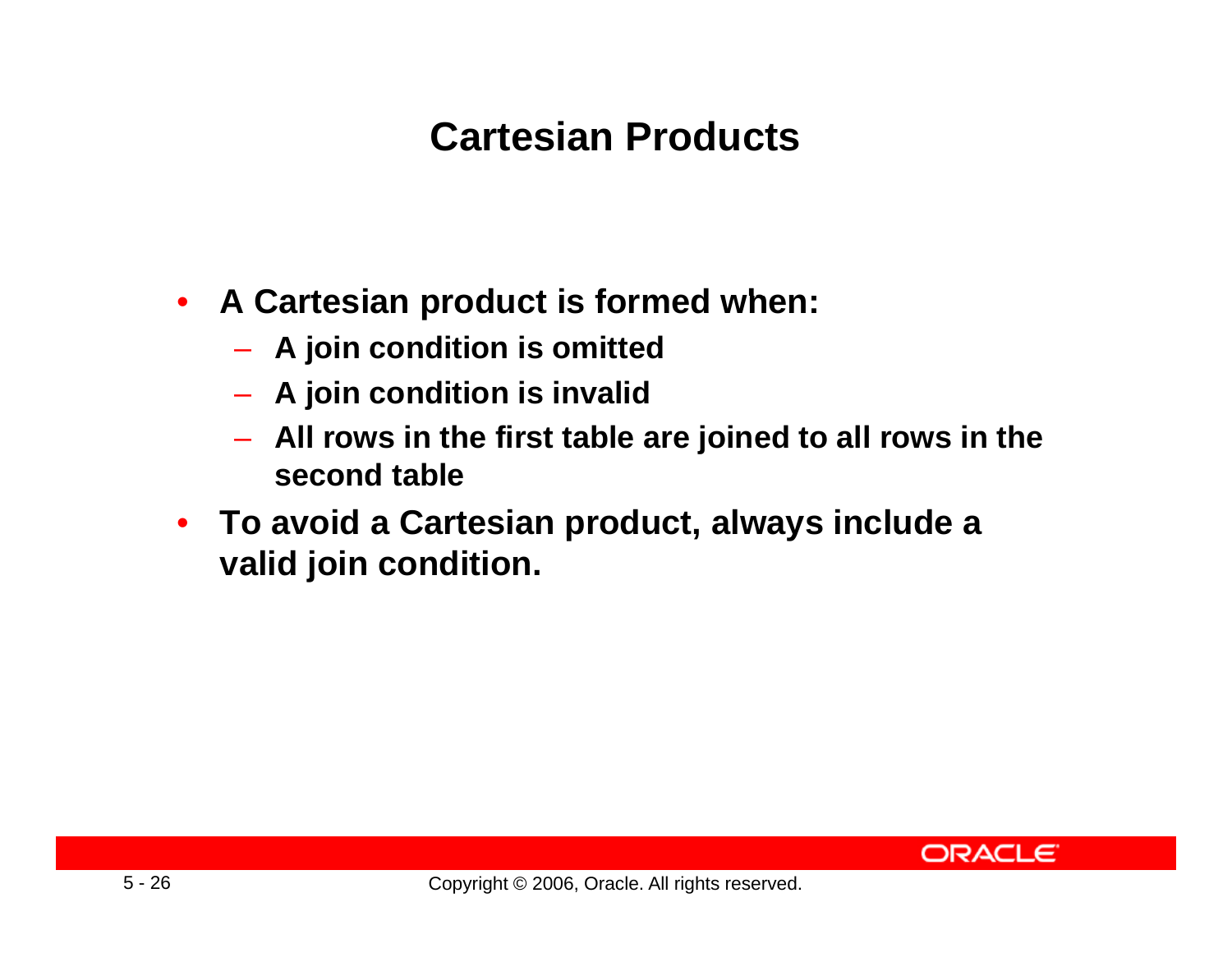# Cartesian Products

- A Cartesian product is formed when:
  - A join condition is omitted
  - A join condition is invalid
  - All rows in the first table are joined to all rows in the second table
- To avoid a Cartesian product, always include a valid join condition.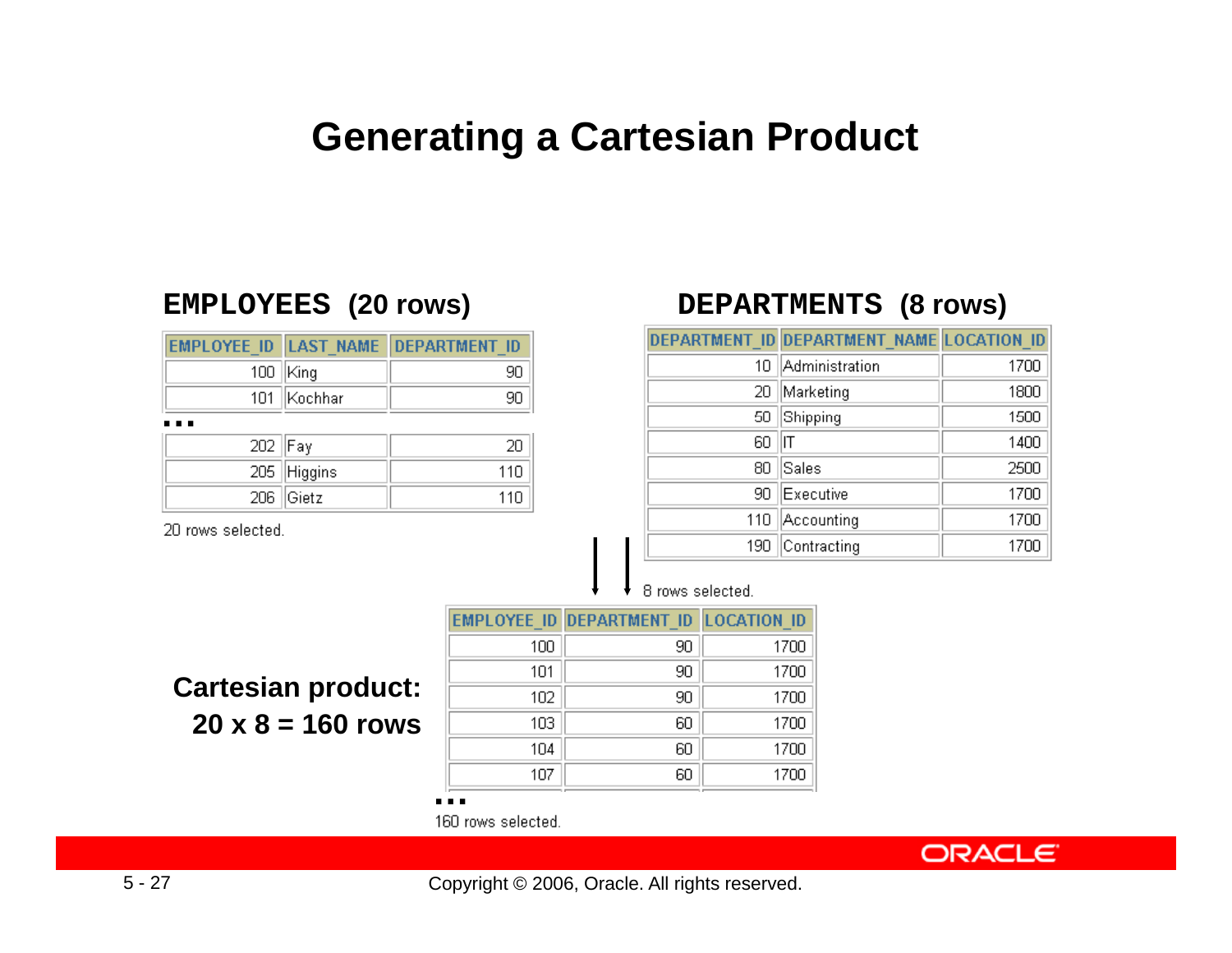# Generating a Cartesian Product

**EMPLOYEES (20 rows)**

| EMPLOYEE_ID | LAST_NAME | DEPARTMENT_ID |
|---|---|---|
| 100 | King | 90 |
| 101 | Kochhar | 90 |

…

| EMPLOYEE_ID | LAST_NAME | DEPARTMENT_ID |
|---|---|---|
| 202 | Fay | 20 |
| 205 | Higgins | 110 |
| 206 | Gietz | 110 |

20 rows selected.

**DEPARTMENTS (8 rows)**

| DEPARTMENT_ID | DEPARTMENT_NAME | LOCATION_ID |
|---|---|---|
| 10 | Administration | 1700 |
| 20 | Marketing | 1800 |
| 50 | Shipping | 1500 |
| 60 | IT | 1400 |
| 80 | Sales | 2500 |
| 90 | Executive | 1700 |
| 110 | Accounting | 1700 |
| 190 | Contracting | 1700 |

8 rows selected.

**Cartesian product: 20 x 8 = 160 rows**

| EMPLOYEE_ID | DEPARTMENT_ID | LOCATION_ID |
|---|---|---|
| 100 | 90 | 1700 |
| 101 | 90 | 1700 |
| 102 | 90 | 1700 |
| 103 | 60 | 1700 |
| 104 | 60 | 1700 |
| 107 | 60 | 1700 |

…

160 rows selected.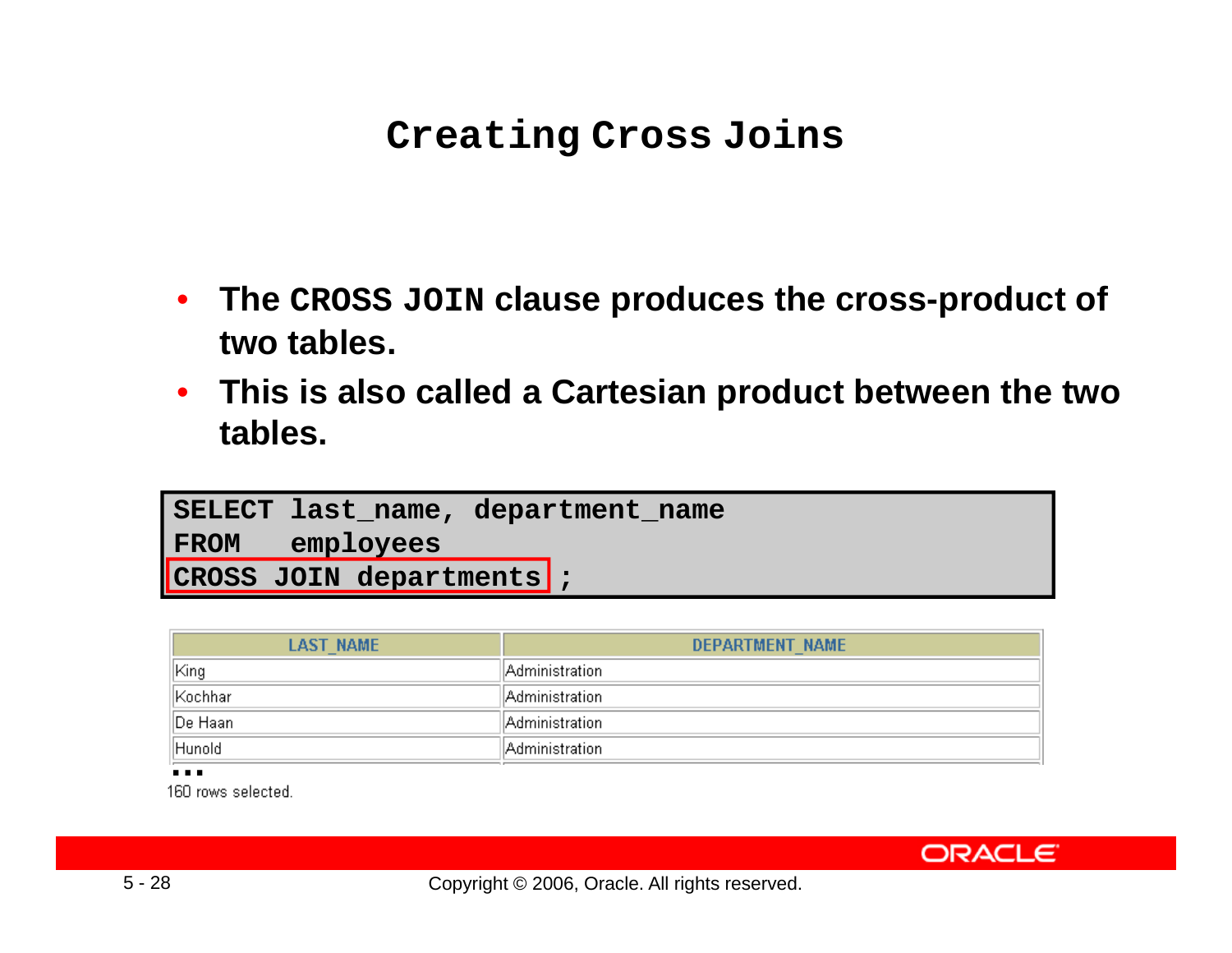# Creating Cross Joins

- The `CROSS JOIN` clause produces the cross-product of two tables.
- This is also called a Cartesian product between the two tables.

```
SELECT last_name, department_name
FROM   employees
CROSS JOIN departments ;
```

| LAST_NAME | DEPARTMENT_NAME |
|---|---|
| King | Administration |
| Kochhar | Administration |
| De Haan | Administration |
| Hunold | Administration |

...

160 rows selected.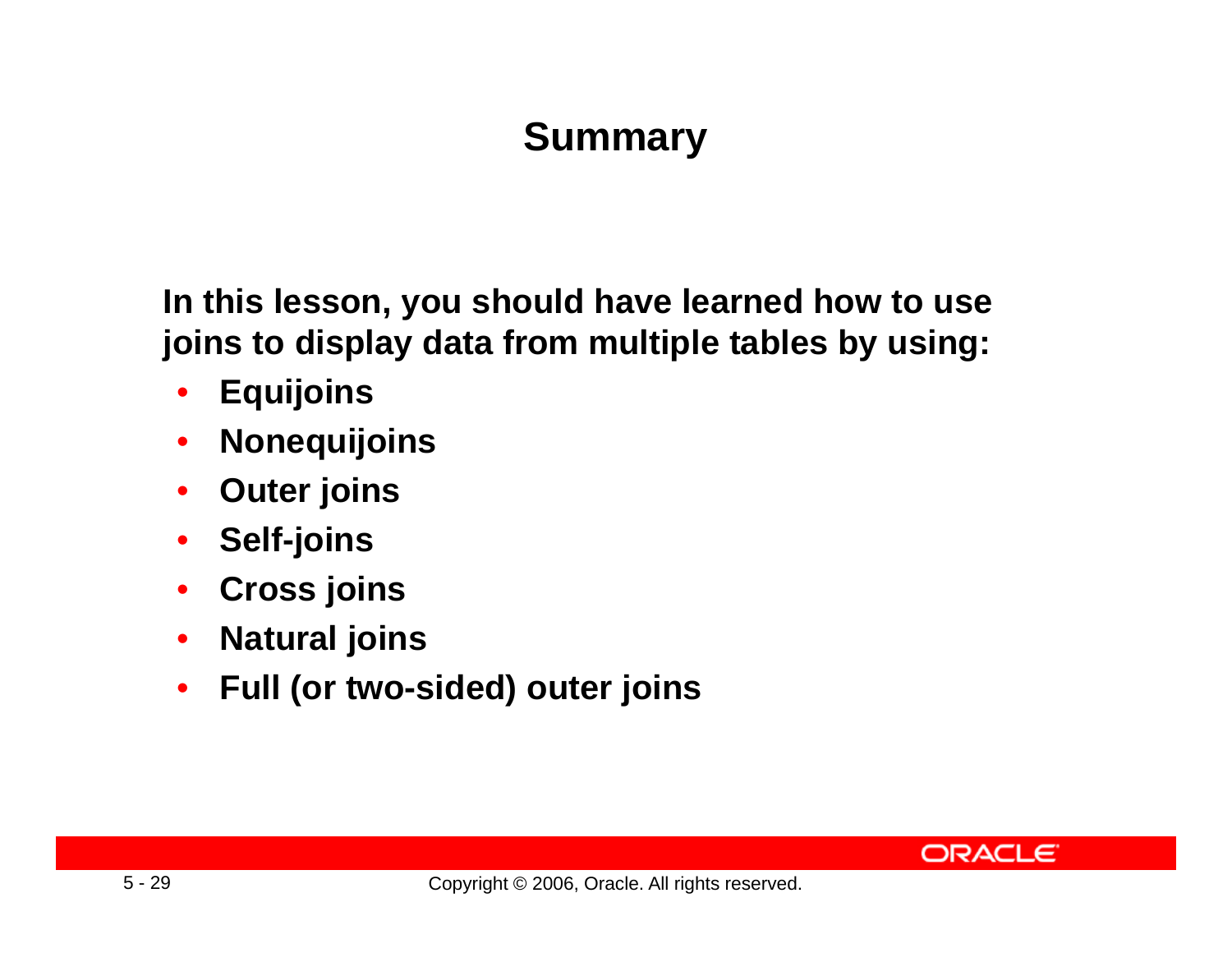# Summary

**In this lesson, you should have learned how to use joins to display data from multiple tables by using:**

- **Equijoins**
- **Nonequijoins**
- **Outer joins**
- **Self-joins**
- **Cross joins**
- **Natural joins**
- **Full (or two-sided) outer joins**